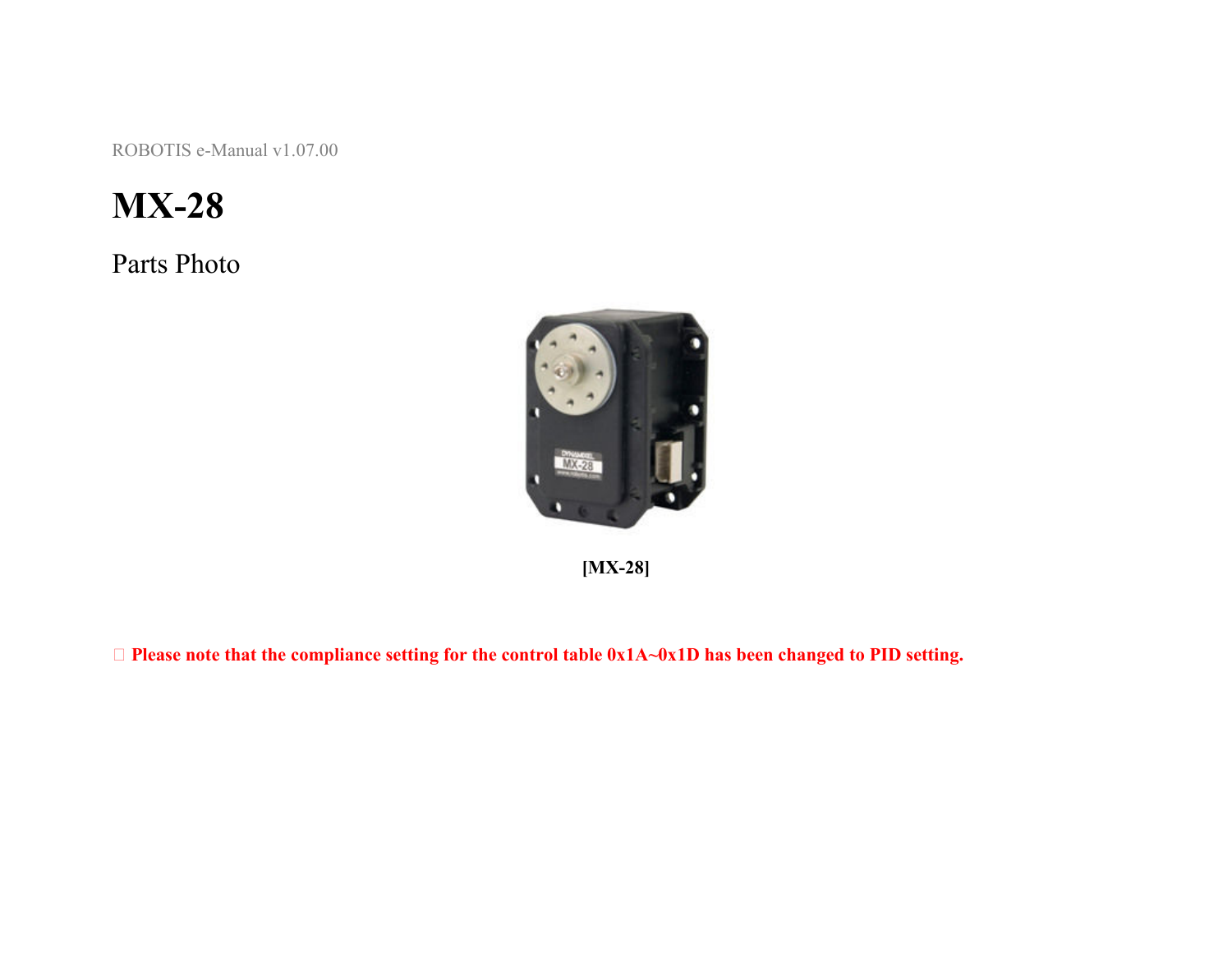ROBOTIS e-Manual v1.07.00

# MX-28

## Parts Photo

**[MX-28]**

□ **Please note that the compliance setting for the control table 0x1A~0x1D has been changed to PID setting.**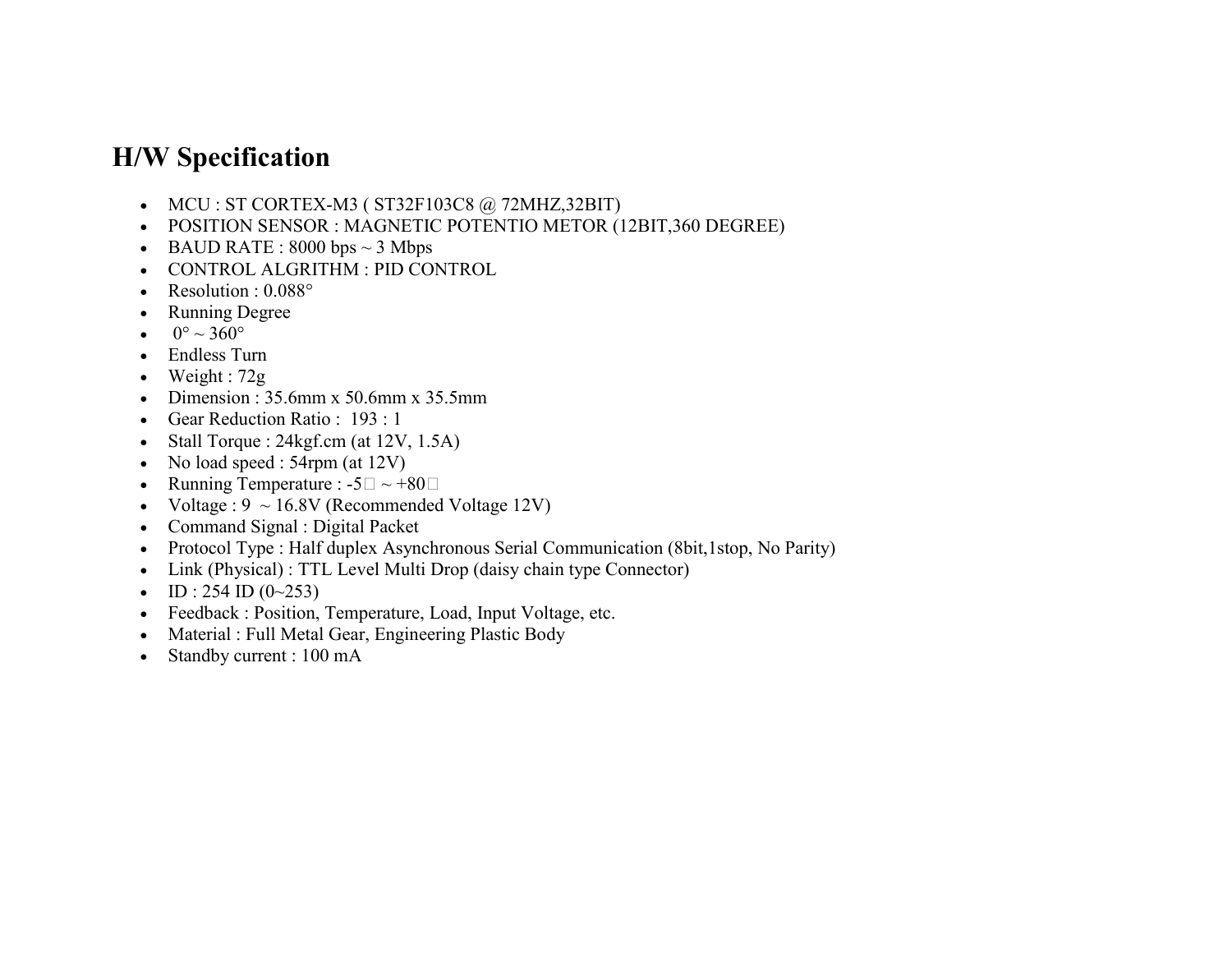## H/W Specification

- MCU : ST CORTEX-M3 ( ST32F103C8 @ 72MHZ,32BIT)
- POSITION SENSOR : MAGNETIC POTENTIO METOR (12BIT,360 DEGREE)
- BAUD RATE : 8000 bps ~ 3 Mbps
- CONTROL ALGRITHM : PID CONTROL
- Resolution : 0.088°
- Running Degree
- 0° ~ 360°
- Endless Turn
- Weight : 72g
- Dimension : 35.6mm x 50.6mm x 35.5mm
- Gear Reduction Ratio : 193 : 1
- Stall Torque : 24kgf.cm (at 12V, 1.5A)
- No load speed : 54rpm (at 12V)
- Running Temperature : -5℃ ~ +80℃
- Voltage : 9 ~ 16.8V (Recommended Voltage 12V)
- Command Signal : Digital Packet
- Protocol Type : Half duplex Asynchronous Serial Communication (8bit,1stop, No Parity)
- Link (Physical) : TTL Level Multi Drop (daisy chain type Connector)
- ID : 254 ID (0~253)
- Feedback : Position, Temperature, Load, Input Voltage, etc.
- Material : Full Metal Gear, Engineering Plastic Body
- Standby current : 100 mA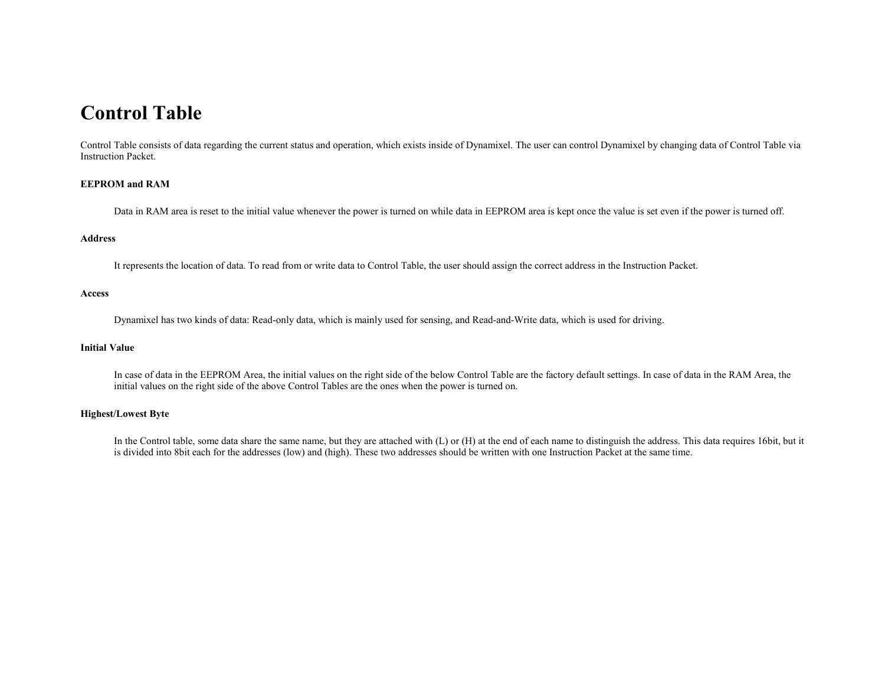# Control Table

Control Table consists of data regarding the current status and operation, which exists inside of Dynamixel. The user can control Dynamixel by changing data of Control Table via Instruction Packet.

**EEPROM and RAM**

Data in RAM area is reset to the initial value whenever the power is turned on while data in EEPROM area is kept once the value is set even if the power is turned off.

**Address**

It represents the location of data. To read from or write data to Control Table, the user should assign the correct address in the Instruction Packet.

**Access**

Dynamixel has two kinds of data: Read-only data, which is mainly used for sensing, and Read-and-Write data, which is used for driving.

**Initial Value**

In case of data in the EEPROM Area, the initial values on the right side of the below Control Table are the factory default settings. In case of data in the RAM Area, the initial values on the right side of the above Control Tables are the ones when the power is turned on.

**Highest/Lowest Byte**

In the Control table, some data share the same name, but they are attached with (L) or (H) at the end of each name to distinguish the address. This data requires 16bit, but it is divided into 8bit each for the addresses (low) and (high). These two addresses should be written with one Instruction Packet at the same time.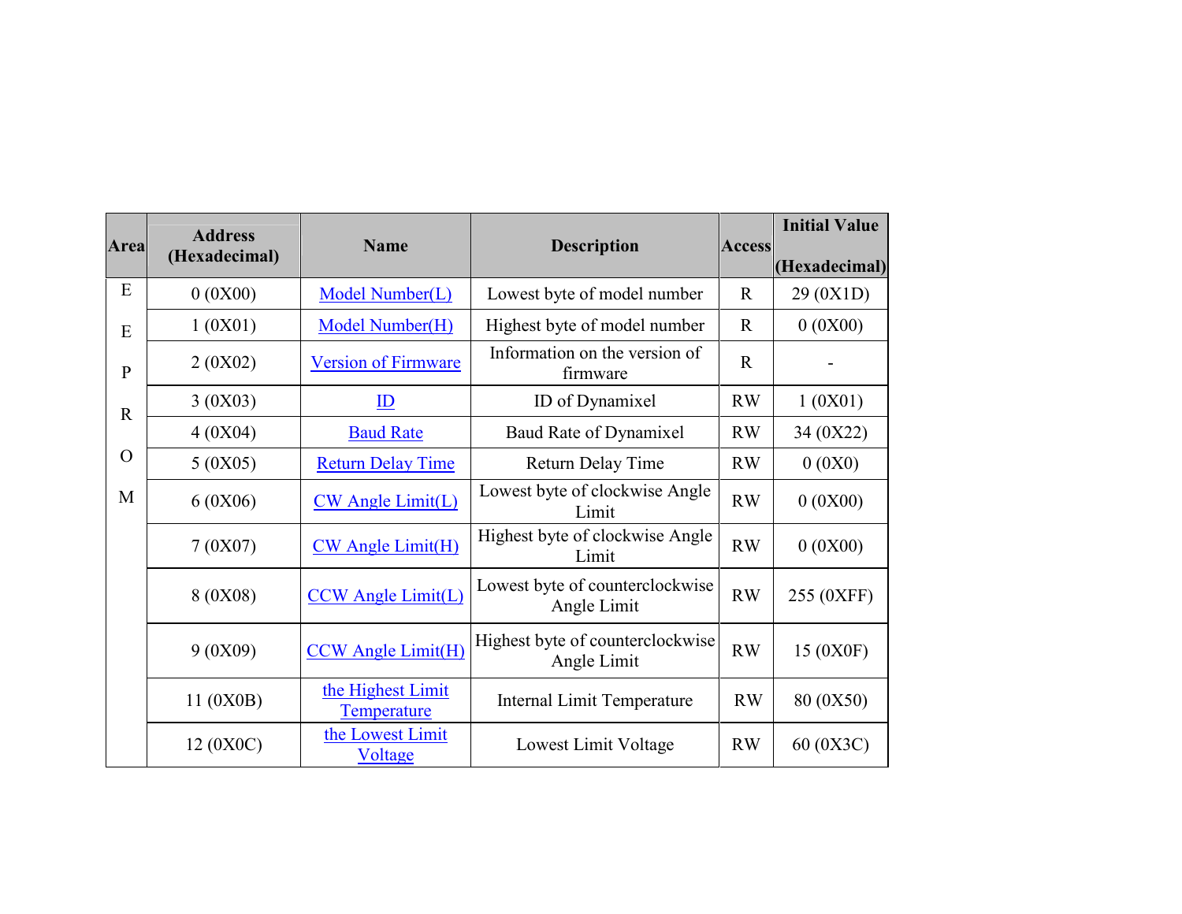| Area | Address (Hexadecimal) | Name | Description | Access | Initial Value (Hexadecimal) |
|---|---|---|---|---|---|
| EEPROM | 0 (0X00) | Model Number(L) | Lowest byte of model number | R | 29 (0X1D) |
| | 1 (0X01) | Model Number(H) | Highest byte of model number | R | 0 (0X00) |
| | 2 (0X02) | Version of Firmware | Information on the version of firmware | R | - |
| | 3 (0X03) | ID | ID of Dynamixel | RW | 1 (0X01) |
| | 4 (0X04) | Baud Rate | Baud Rate of Dynamixel | RW | 34 (0X22) |
| | 5 (0X05) | Return Delay Time | Return Delay Time | RW | 0 (0X0) |
| | 6 (0X06) | CW Angle Limit(L) | Lowest byte of clockwise Angle Limit | RW | 0 (0X00) |
| | 7 (0X07) | CW Angle Limit(H) | Highest byte of clockwise Angle Limit | RW | 0 (0X00) |
| | 8 (0X08) | CCW Angle Limit(L) | Lowest byte of counterclockwise Angle Limit | RW | 255 (0XFF) |
| | 9 (0X09) | CCW Angle Limit(H) | Highest byte of counterclockwise Angle Limit | RW | 15 (0X0F) |
| | 11 (0X0B) | the Highest Limit Temperature | Internal Limit Temperature | RW | 80 (0X50) |
| | 12 (0X0C) | the Lowest Limit Voltage | Lowest Limit Voltage | RW | 60 (0X3C) |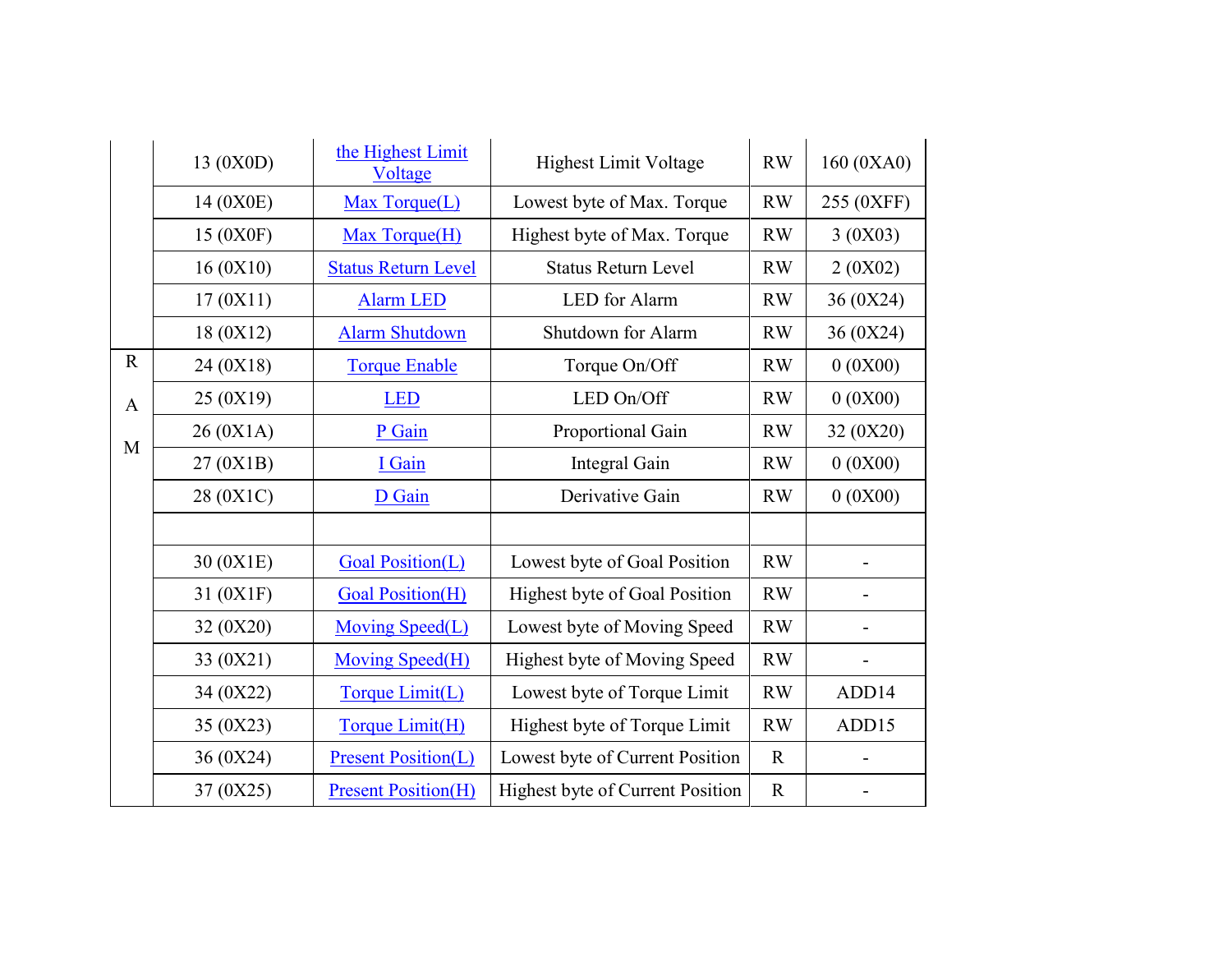| | | | | | |
|---|---|---|---|---|---|
| | 13 (0X0D) | the Highest Limit Voltage | Highest Limit Voltage | RW | 160 (0XA0) |
| | 14 (0X0E) | Max Torque(L) | Lowest byte of Max. Torque | RW | 255 (0XFF) |
| | 15 (0X0F) | Max Torque(H) | Highest byte of Max. Torque | RW | 3 (0X03) |
| | 16 (0X10) | Status Return Level | Status Return Level | RW | 2 (0X02) |
| | 17 (0X11) | Alarm LED | LED for Alarm | RW | 36 (0X24) |
| | 18 (0X12) | Alarm Shutdown | Shutdown for Alarm | RW | 36 (0X24) |
| RAM | 24 (0X18) | Torque Enable | Torque On/Off | RW | 0 (0X00) |
| | 25 (0X19) | LED | LED On/Off | RW | 0 (0X00) |
| | 26 (0X1A) | P Gain | Proportional Gain | RW | 32 (0X20) |
| | 27 (0X1B) | I Gain | Integral Gain | RW | 0 (0X00) |
| | 28 (0X1C) | D Gain | Derivative Gain | RW | 0 (0X00) |
| | | | | | |
| | 30 (0X1E) | Goal Position(L) | Lowest byte of Goal Position | RW | - |
| | 31 (0X1F) | Goal Position(H) | Highest byte of Goal Position | RW | - |
| | 32 (0X20) | Moving Speed(L) | Lowest byte of Moving Speed | RW | - |
| | 33 (0X21) | Moving Speed(H) | Highest byte of Moving Speed | RW | - |
| | 34 (0X22) | Torque Limit(L) | Lowest byte of Torque Limit | RW | ADD14 |
| | 35 (0X23) | Torque Limit(H) | Highest byte of Torque Limit | RW | ADD15 |
| | 36 (0X24) | Present Position(L) | Lowest byte of Current Position | R | - |
| | 37 (0X25) | Present Position(H) | Highest byte of Current Position | R | - |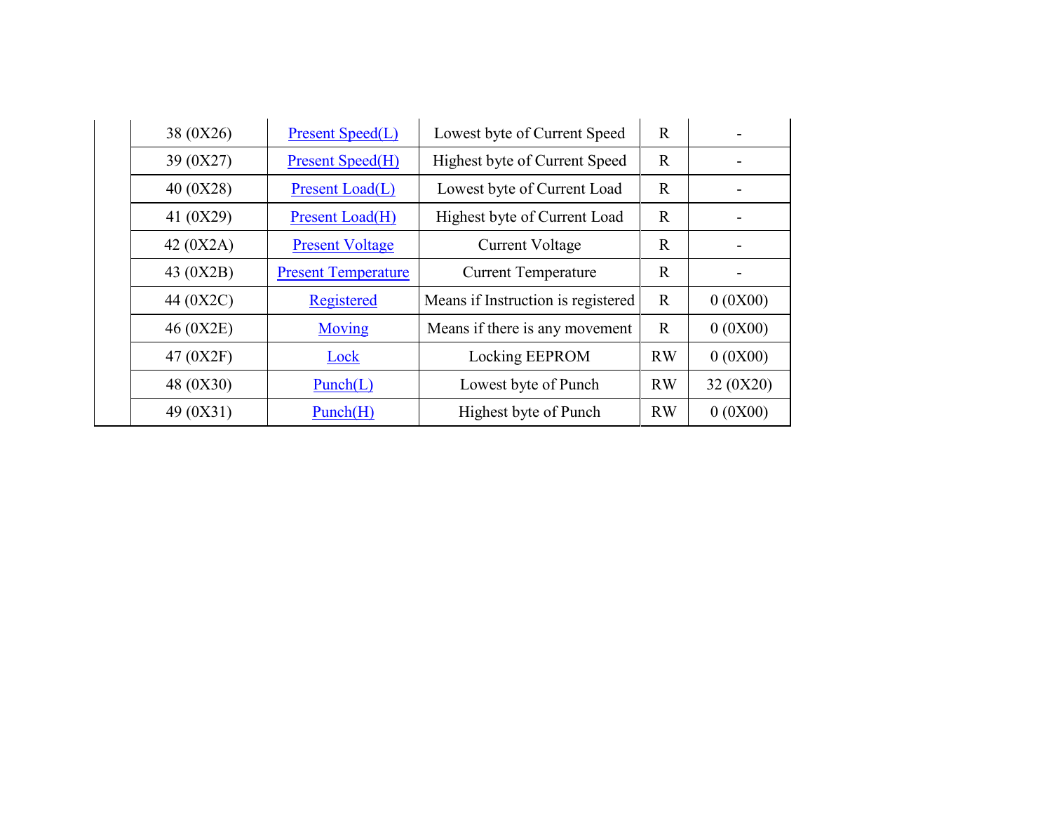|  | 38 (0X26) | Present Speed(L) | Lowest byte of Current Speed | R | - |
|---|---|---|---|---|---|
|  | 39 (0X27) | Present Speed(H) | Highest byte of Current Speed | R | - |
|  | 40 (0X28) | Present Load(L) | Lowest byte of Current Load | R | - |
|  | 41 (0X29) | Present Load(H) | Highest byte of Current Load | R | - |
|  | 42 (0X2A) | Present Voltage | Current Voltage | R | - |
|  | 43 (0X2B) | Present Temperature | Current Temperature | R | - |
|  | 44 (0X2C) | Registered | Means if Instruction is registered | R | 0 (0X00) |
|  | 46 (0X2E) | Moving | Means if there is any movement | R | 0 (0X00) |
|  | 47 (0X2F) | Lock | Locking EEPROM | RW | 0 (0X00) |
|  | 48 (0X30) | Punch(L) | Lowest byte of Punch | RW | 32 (0X20) |
|  | 49 (0X31) | Punch(H) | Highest byte of Punch | RW | 0 (0X00) |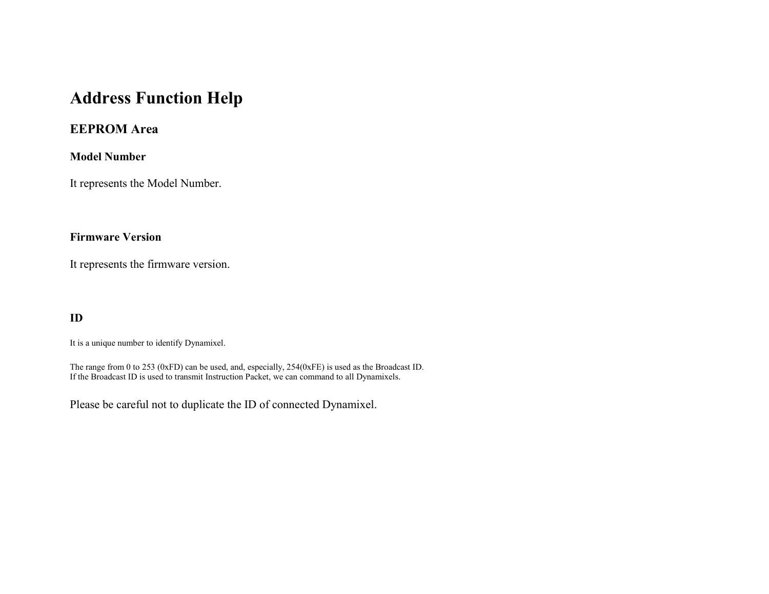# Address Function Help

## EEPROM Area

### Model Number

It represents the Model Number.

### Firmware Version

It represents the firmware version.

### ID

It is a unique number to identify Dynamixel.

The range from 0 to 253 (0xFD) can be used, and, especially, 254(0xFE) is used as the Broadcast ID.
If the Broadcast ID is used to transmit Instruction Packet, we can command to all Dynamixels.

Please be careful not to duplicate the ID of connected Dynamixel.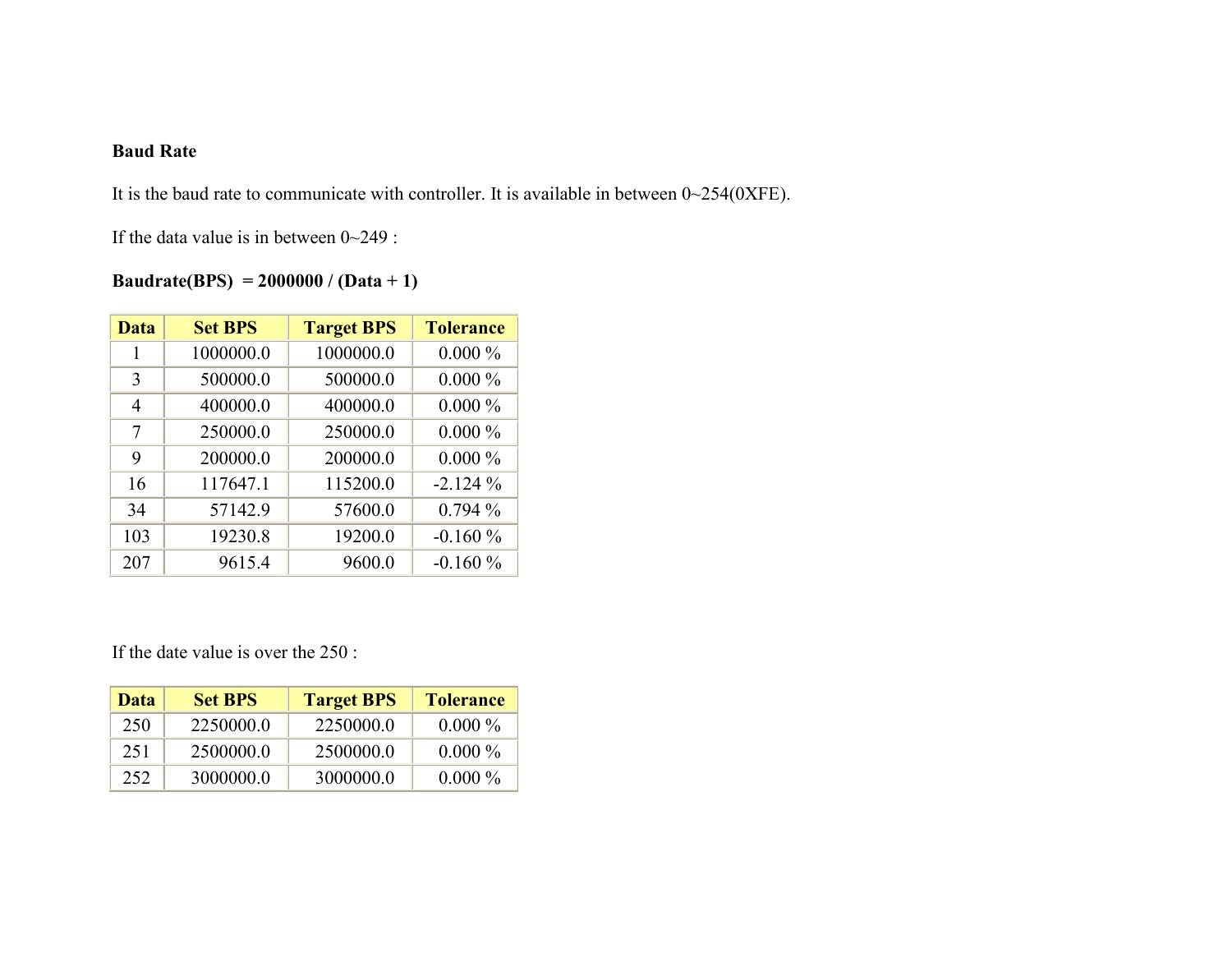**Baud Rate**

It is the baud rate to communicate with controller. It is available in between 0~254(0XFE).

If the data value is in between 0~249 :

**Baudrate(BPS) = 2000000 / (Data + 1)**

| Data | Set BPS | Target BPS | Tolerance |
|---|---|---|---|
| 1 | 1000000.0 | 1000000.0 | 0.000 % |
| 3 | 500000.0 | 500000.0 | 0.000 % |
| 4 | 400000.0 | 400000.0 | 0.000 % |
| 7 | 250000.0 | 250000.0 | 0.000 % |
| 9 | 200000.0 | 200000.0 | 0.000 % |
| 16 | 117647.1 | 115200.0 | -2.124 % |
| 34 | 57142.9 | 57600.0 | 0.794 % |
| 103 | 19230.8 | 19200.0 | -0.160 % |
| 207 | 9615.4 | 9600.0 | -0.160 % |

If the date value is over the 250 :

| Data | Set BPS | Target BPS | Tolerance |
|---|---|---|---|
| 250 | 2250000.0 | 2250000.0 | 0.000 % |
| 251 | 2500000.0 | 2500000.0 | 0.000 % |
| 252 | 3000000.0 | 3000000.0 | 0.000 % |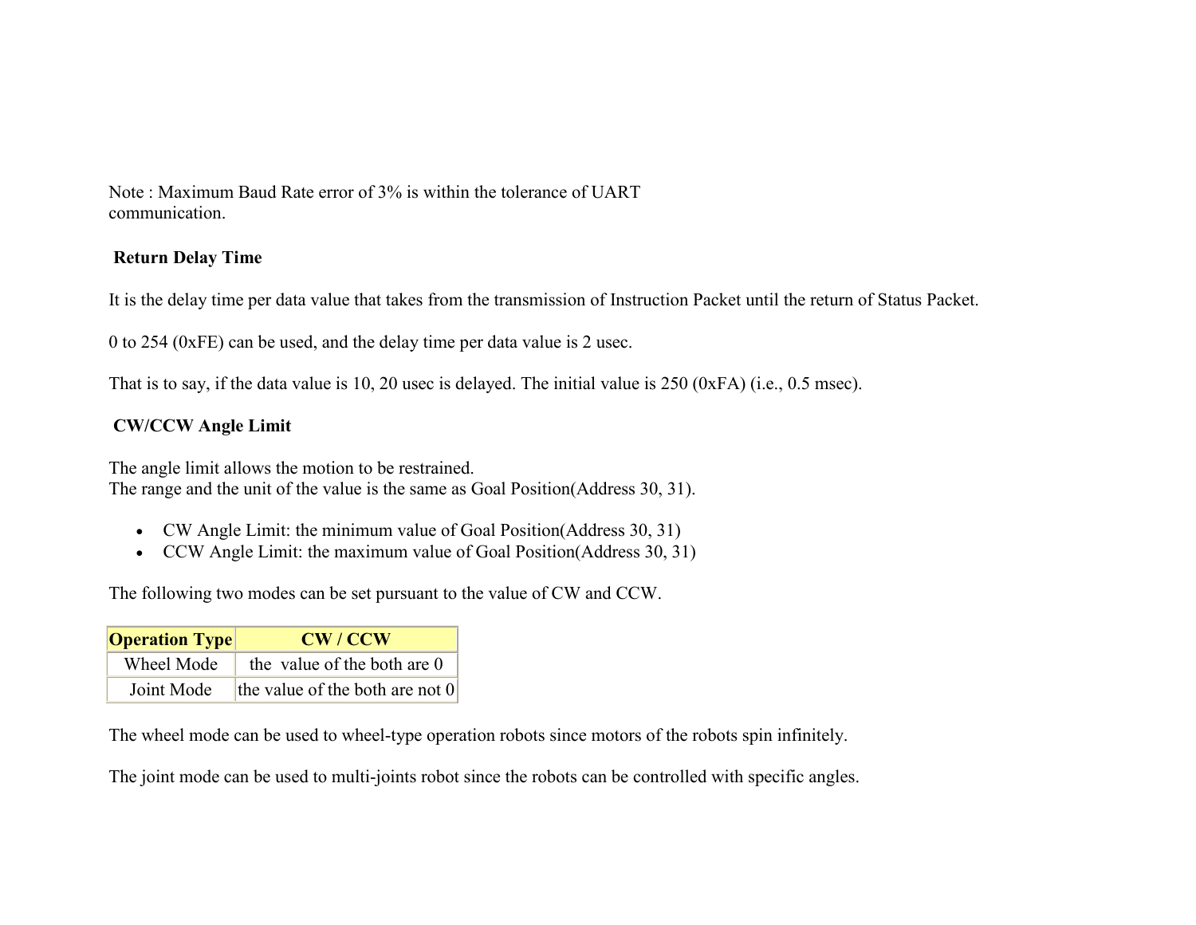Note : Maximum Baud Rate error of 3% is within the tolerance of UART communication.

**Return Delay Time**

It is the delay time per data value that takes from the transmission of Instruction Packet until the return of Status Packet.

0 to 254 (0xFE) can be used, and the delay time per data value is 2 usec.

That is to say, if the data value is 10, 20 usec is delayed. The initial value is 250 (0xFA) (i.e., 0.5 msec).

**CW/CCW Angle Limit**

The angle limit allows the motion to be restrained.
The range and the unit of the value is the same as Goal Position(Address 30, 31).

- CW Angle Limit: the minimum value of Goal Position(Address 30, 31)
- CCW Angle Limit: the maximum value of Goal Position(Address 30, 31)

The following two modes can be set pursuant to the value of CW and CCW.

| Operation Type | CW / CCW |
| --- | --- |
| Wheel Mode | the value of the both are 0 |
| Joint Mode | the value of the both are not 0 |

The wheel mode can be used to wheel-type operation robots since motors of the robots spin infinitely.

The joint mode can be used to multi-joints robot since the robots can be controlled with specific angles.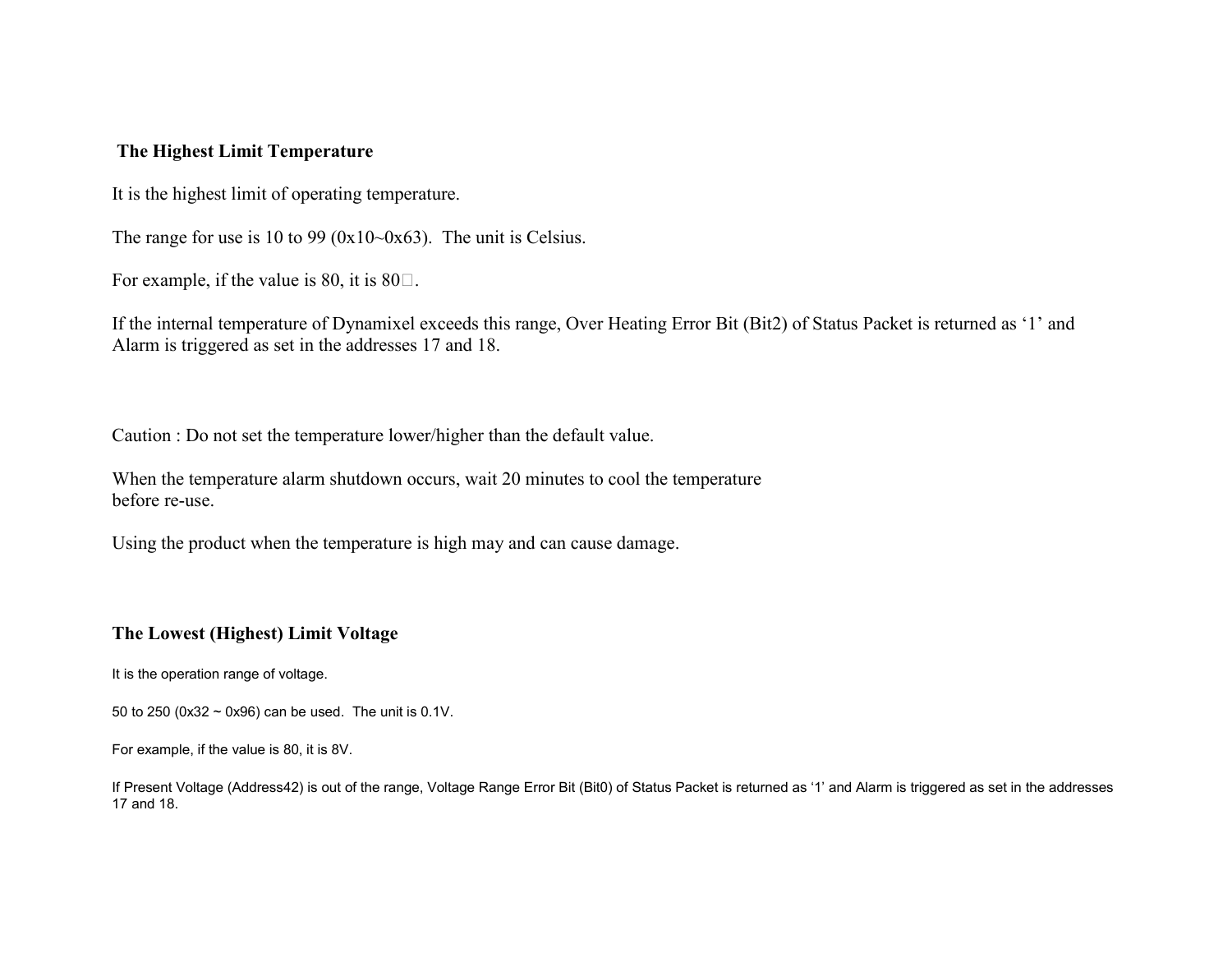### The Highest Limit Temperature

It is the highest limit of operating temperature.

The range for use is 10 to 99 (0x10~0x63). The unit is Celsius.

For example, if the value is 80, it is 80□.

If the internal temperature of Dynamixel exceeds this range, Over Heating Error Bit (Bit2) of Status Packet is returned as '1' and Alarm is triggered as set in the addresses 17 and 18.

Caution : Do not set the temperature lower/higher than the default value.

When the temperature alarm shutdown occurs, wait 20 minutes to cool the temperature before re-use.

Using the product when the temperature is high may and can cause damage.

### The Lowest (Highest) Limit Voltage

It is the operation range of voltage.

50 to 250 (0x32 ~ 0x96) can be used. The unit is 0.1V.

For example, if the value is 80, it is 8V.

If Present Voltage (Address42) is out of the range, Voltage Range Error Bit (Bit0) of Status Packet is returned as '1' and Alarm is triggered as set in the addresses 17 and 18.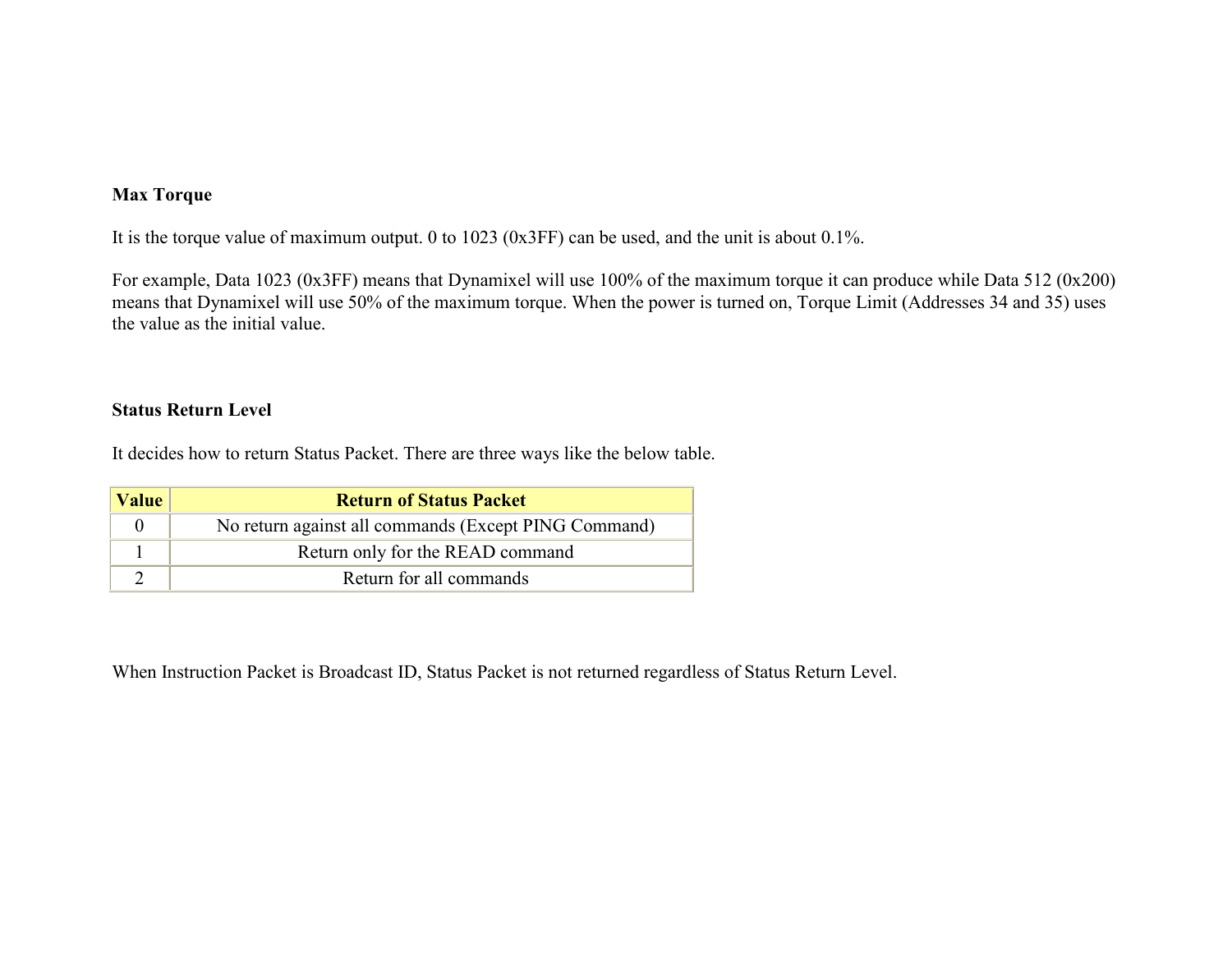**Max Torque**

It is the torque value of maximum output. 0 to 1023 (0x3FF) can be used, and the unit is about 0.1%.

For example, Data 1023 (0x3FF) means that Dynamixel will use 100% of the maximum torque it can produce while Data 512 (0x200) means that Dynamixel will use 50% of the maximum torque. When the power is turned on, Torque Limit (Addresses 34 and 35) uses the value as the initial value.

**Status Return Level**

It decides how to return Status Packet. There are three ways like the below table.

| Value | Return of Status Packet |
|---|---|
| 0 | No return against all commands (Except PING Command) |
| 1 | Return only for the READ command |
| 2 | Return for all commands |

When Instruction Packet is Broadcast ID, Status Packet is not returned regardless of Status Return Level.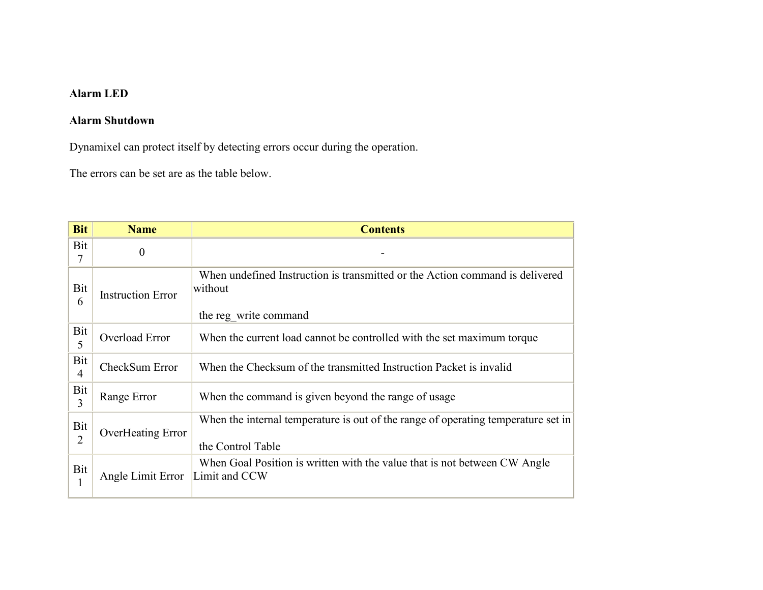**Alarm LED**

**Alarm Shutdown**

Dynamixel can protect itself by detecting errors occur during the operation.

The errors can be set are as the table below.

| Bit | Name | Contents |
|---|---|---|
| Bit 7 | 0 | - |
| Bit 6 | Instruction Error | When undefined Instruction is transmitted or the Action command is delivered without the reg_write command |
| Bit 5 | Overload Error | When the current load cannot be controlled with the set maximum torque |
| Bit 4 | CheckSum Error | When the Checksum of the transmitted Instruction Packet is invalid |
| Bit 3 | Range Error | When the command is given beyond the range of usage |
| Bit 2 | OverHeating Error | When the internal temperature is out of the range of operating temperature set in the Control Table |
| Bit 1 | Angle Limit Error | When Goal Position is written with the value that is not between CW Angle Limit and CCW |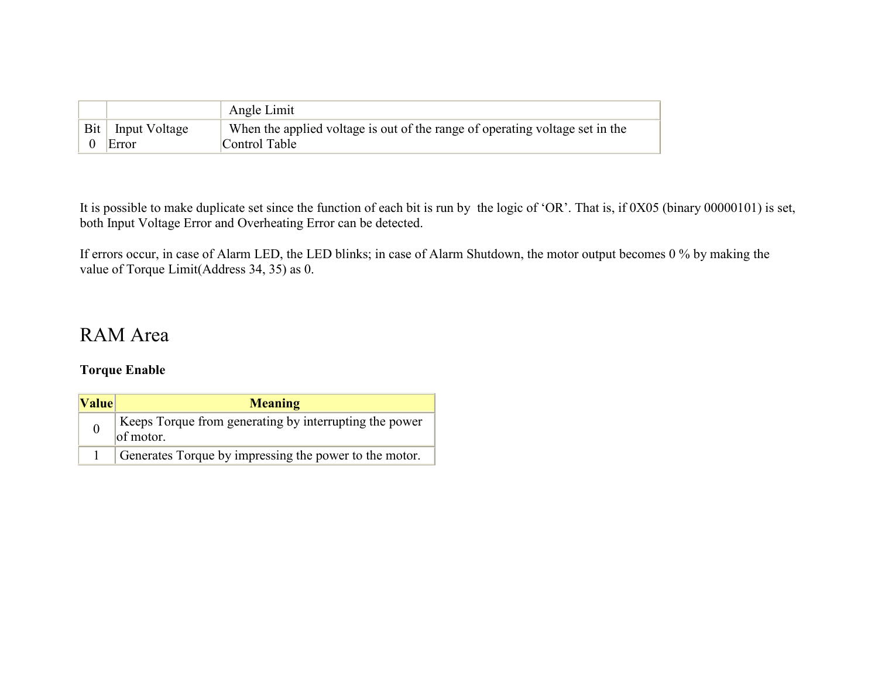| | | Angle Limit |
|---|---|---|
| Bit 0 | Input Voltage Error | When the applied voltage is out of the range of operating voltage set in the Control Table |

It is possible to make duplicate set since the function of each bit is run by the logic of 'OR'. That is, if 0X05 (binary 00000101) is set, both Input Voltage Error and Overheating Error can be detected.

If errors occur, in case of Alarm LED, the LED blinks; in case of Alarm Shutdown, the motor output becomes 0 % by making the value of Torque Limit(Address 34, 35) as 0.

# RAM Area

**Torque Enable**

| Value | Meaning |
|---|---|
| 0 | Keeps Torque from generating by interrupting the power of motor. |
| 1 | Generates Torque by impressing the power to the motor. |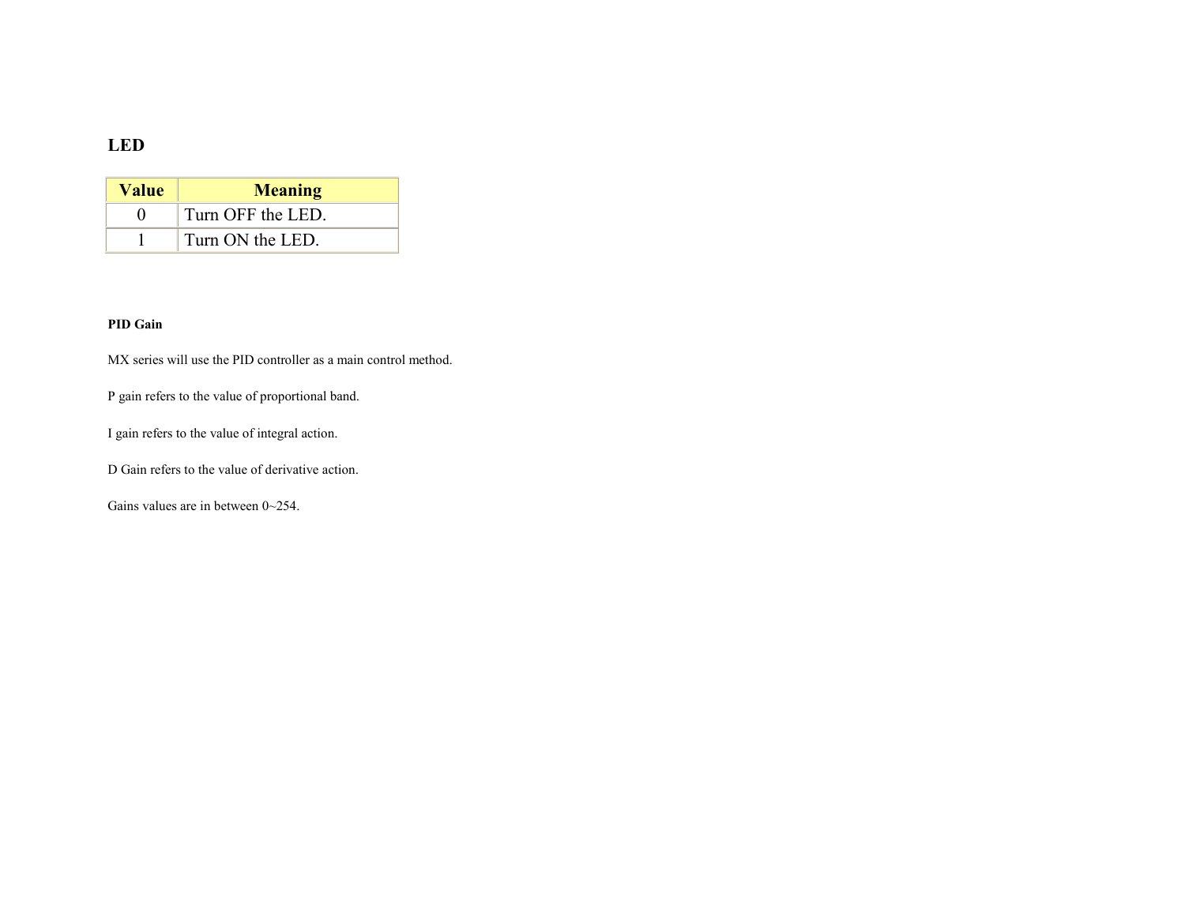## LED

| Value | Meaning |
|---|---|
| 0 | Turn OFF the LED. |
| 1 | Turn ON the LED. |

### PID Gain

MX series will use the PID controller as a main control method.

P gain refers to the value of proportional band.

I gain refers to the value of integral action.

D Gain refers to the value of derivative action.

Gains values are in between 0~254.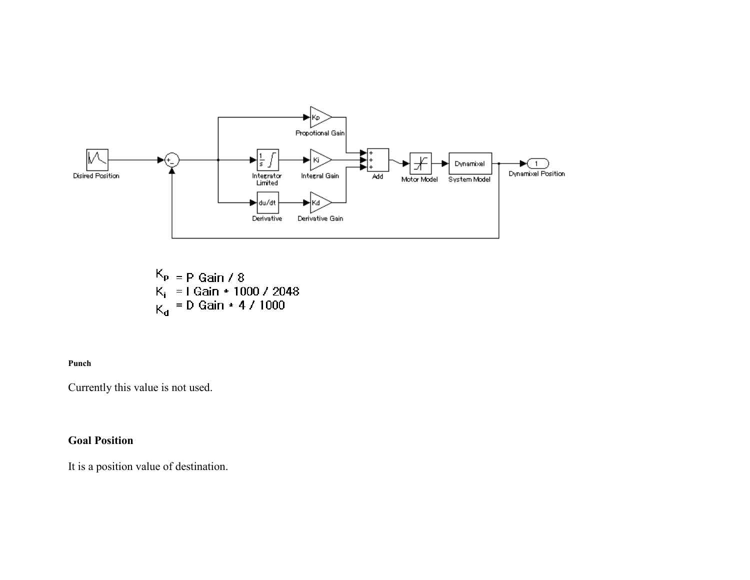$$K_p = \text{P Gain} / 8$$

$$K_i = \text{I Gain} * 1000 / 2048$$

$$K_d = \text{D Gain} * 4 / 1000$$

**Punch**

Currently this value is not used.

**Goal Position**

It is a position value of destination.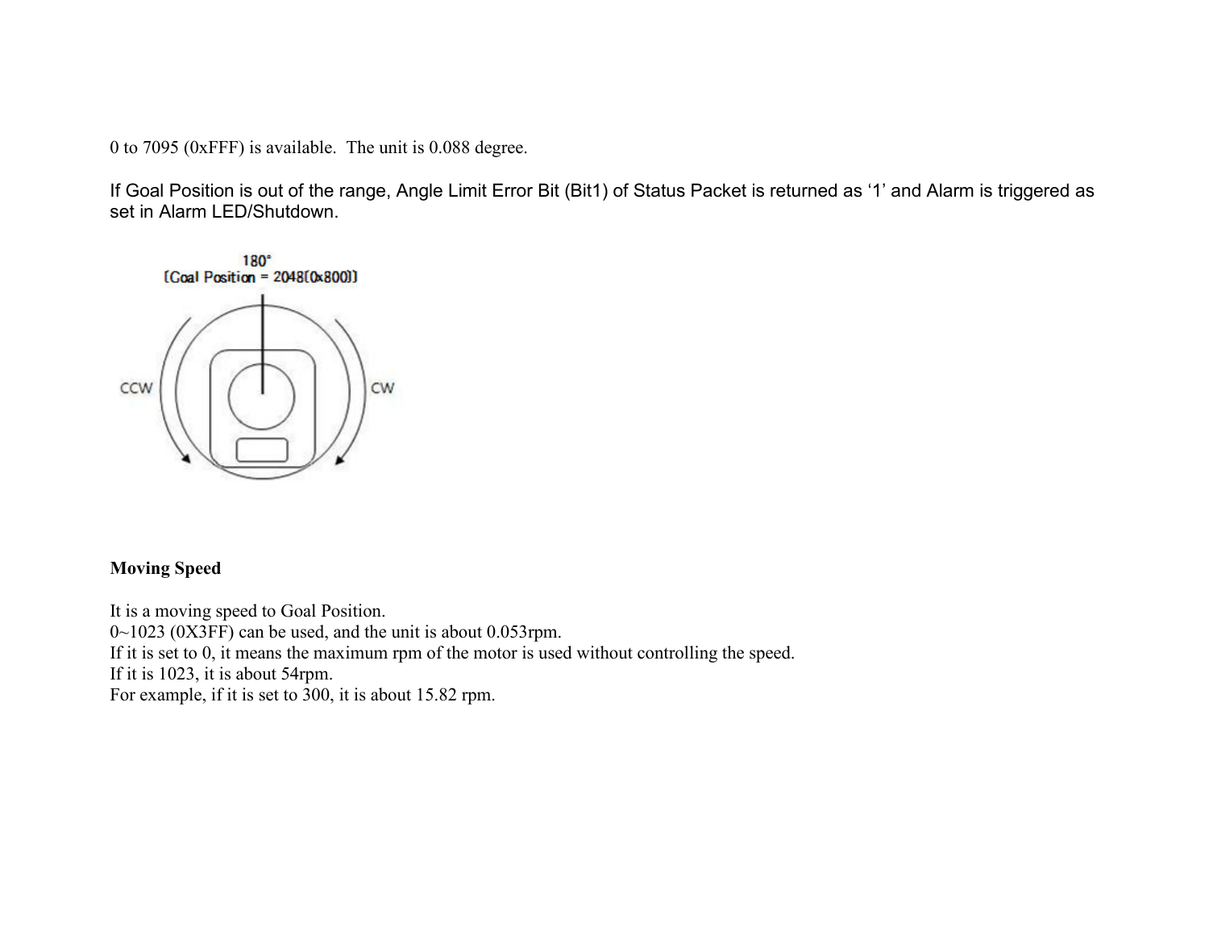0 to 7095 (0xFFF) is available.  The unit is 0.088 degree.

If Goal Position is out of the range, Angle Limit Error Bit (Bit1) of Status Packet is returned as '1' and Alarm is triggered as set in Alarm LED/Shutdown.

**Moving Speed**

It is a moving speed to Goal Position.
0~1023 (0X3FF) can be used, and the unit is about 0.053rpm.
If it is set to 0, it means the maximum rpm of the motor is used without controlling the speed.
If it is 1023, it is about 54rpm.
For example, if it is set to 300, it is about 15.82 rpm.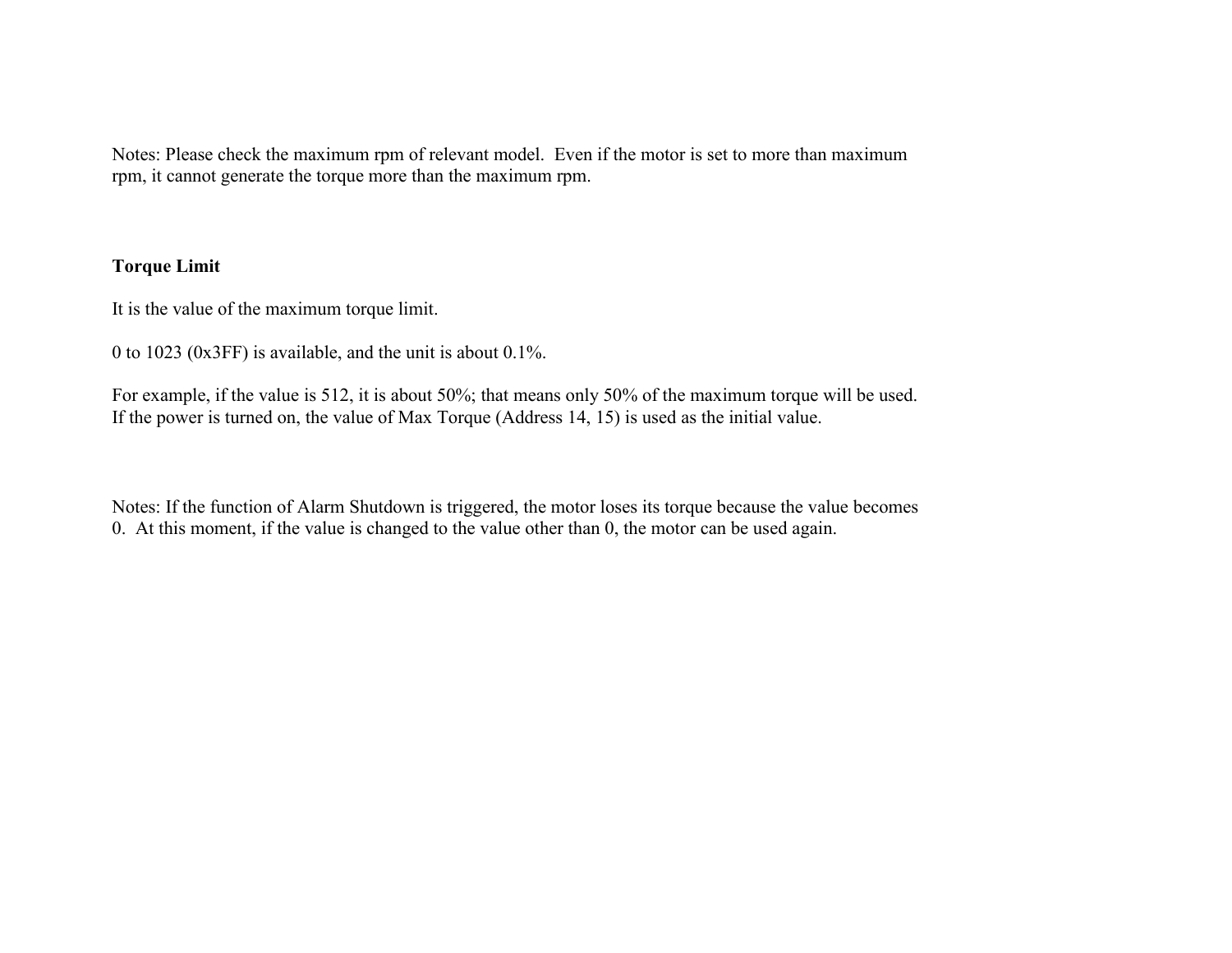Notes: Please check the maximum rpm of relevant model. Even if the motor is set to more than maximum rpm, it cannot generate the torque more than the maximum rpm.

**Torque Limit**

It is the value of the maximum torque limit.

0 to 1023 (0x3FF) is available, and the unit is about 0.1%.

For example, if the value is 512, it is about 50%; that means only 50% of the maximum torque will be used. If the power is turned on, the value of Max Torque (Address 14, 15) is used as the initial value.

Notes: If the function of Alarm Shutdown is triggered, the motor loses its torque because the value becomes 0. At this moment, if the value is changed to the value other than 0, the motor can be used again.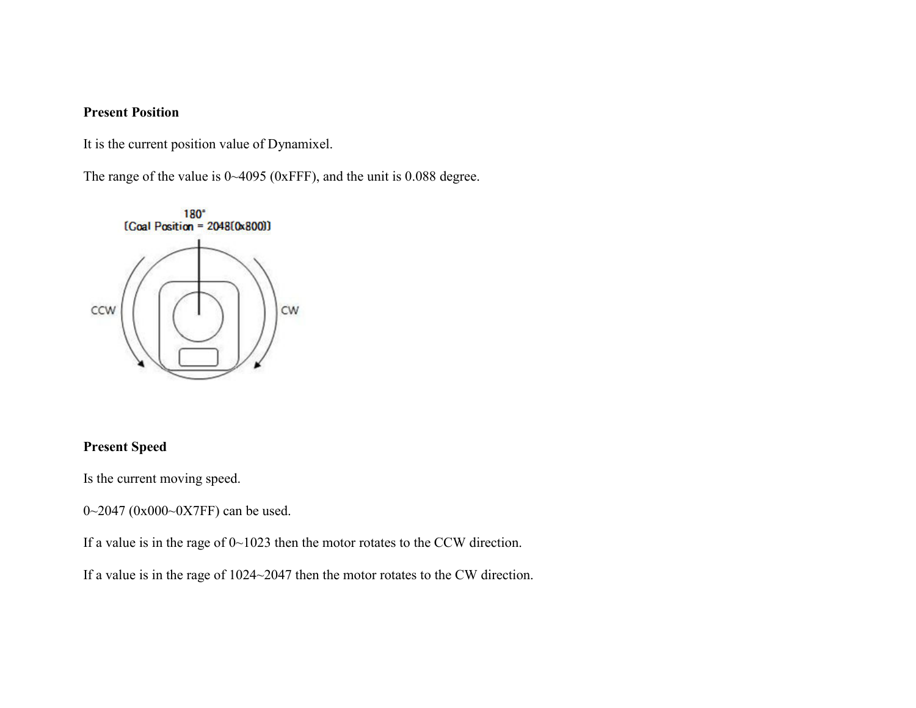**Present Position**

It is the current position value of Dynamixel.

The range of the value is 0~4095 (0xFFF), and the unit is 0.088 degree.

180°
[Goal Position = 2048(0x800)]

CCW CW

**Present Speed**

Is the current moving speed.

0~2047 (0x000~0X7FF) can be used.

If a value is in the rage of 0~1023 then the motor rotates to the CCW direction.

If a value is in the rage of 1024~2047 then the motor rotates to the CW direction.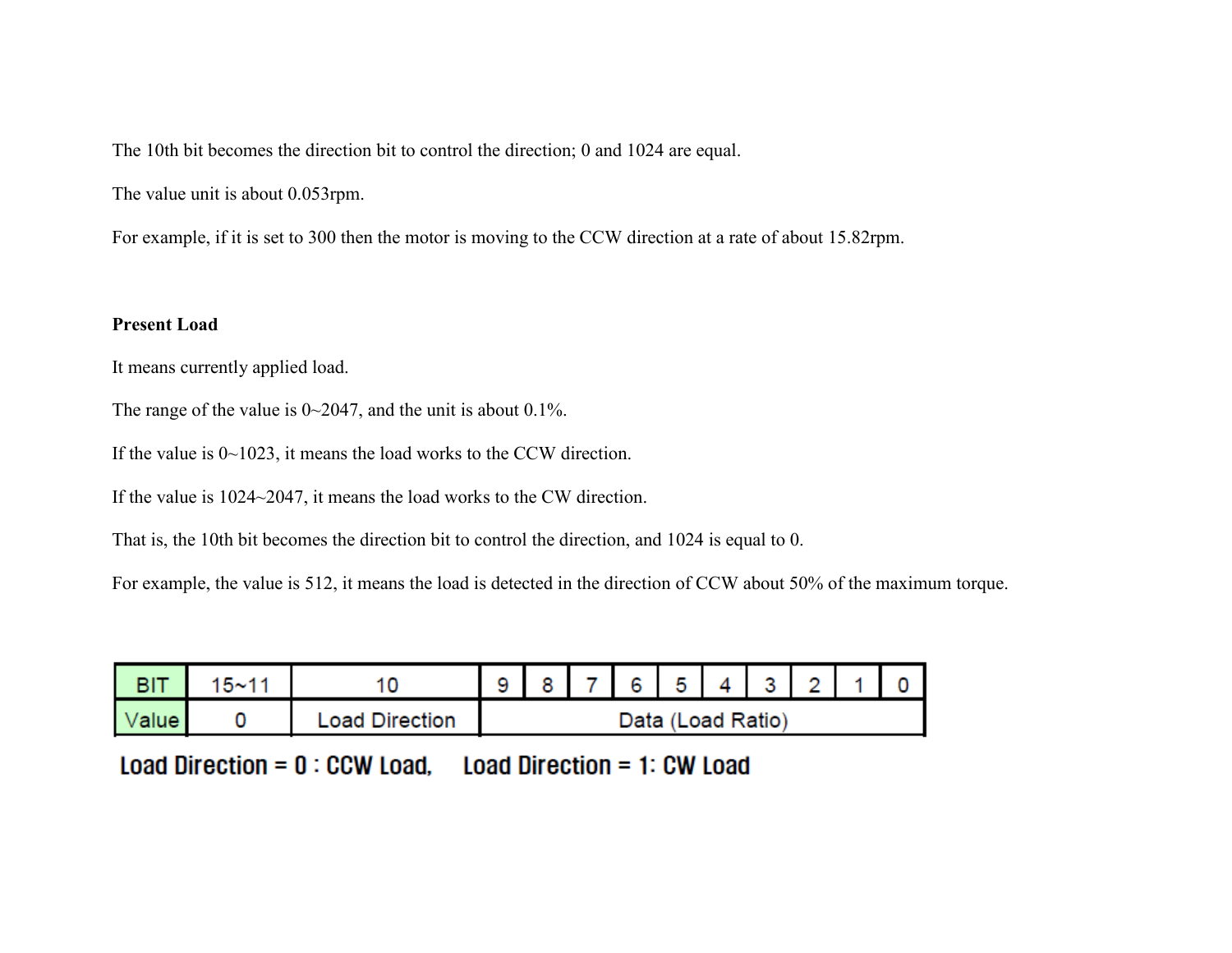The 10th bit becomes the direction bit to control the direction; 0 and 1024 are equal.

The value unit is about 0.053rpm.

For example, if it is set to 300 then the motor is moving to the CCW direction at a rate of about 15.82rpm.

**Present Load**

It means currently applied load.

The range of the value is 0~2047, and the unit is about 0.1%.

If the value is 0~1023, it means the load works to the CCW direction.

If the value is 1024~2047, it means the load works to the CW direction.

That is, the 10th bit becomes the direction bit to control the direction, and 1024 is equal to 0.

For example, the value is 512, it means the load is detected in the direction of CCW about 50% of the maximum torque.

| BIT | 15~11 | 10 | 9 | 8 | 7 | 6 | 5 | 4 | 3 | 2 | 1 | 0 |
|---|---|---|---|---|---|---|---|---|---|---|---|---|
| Value | 0 | Load Direction | Data (Load Ratio) | | | | | | | | | |

Load Direction = 0 : CCW Load,  Load Direction = 1: CW Load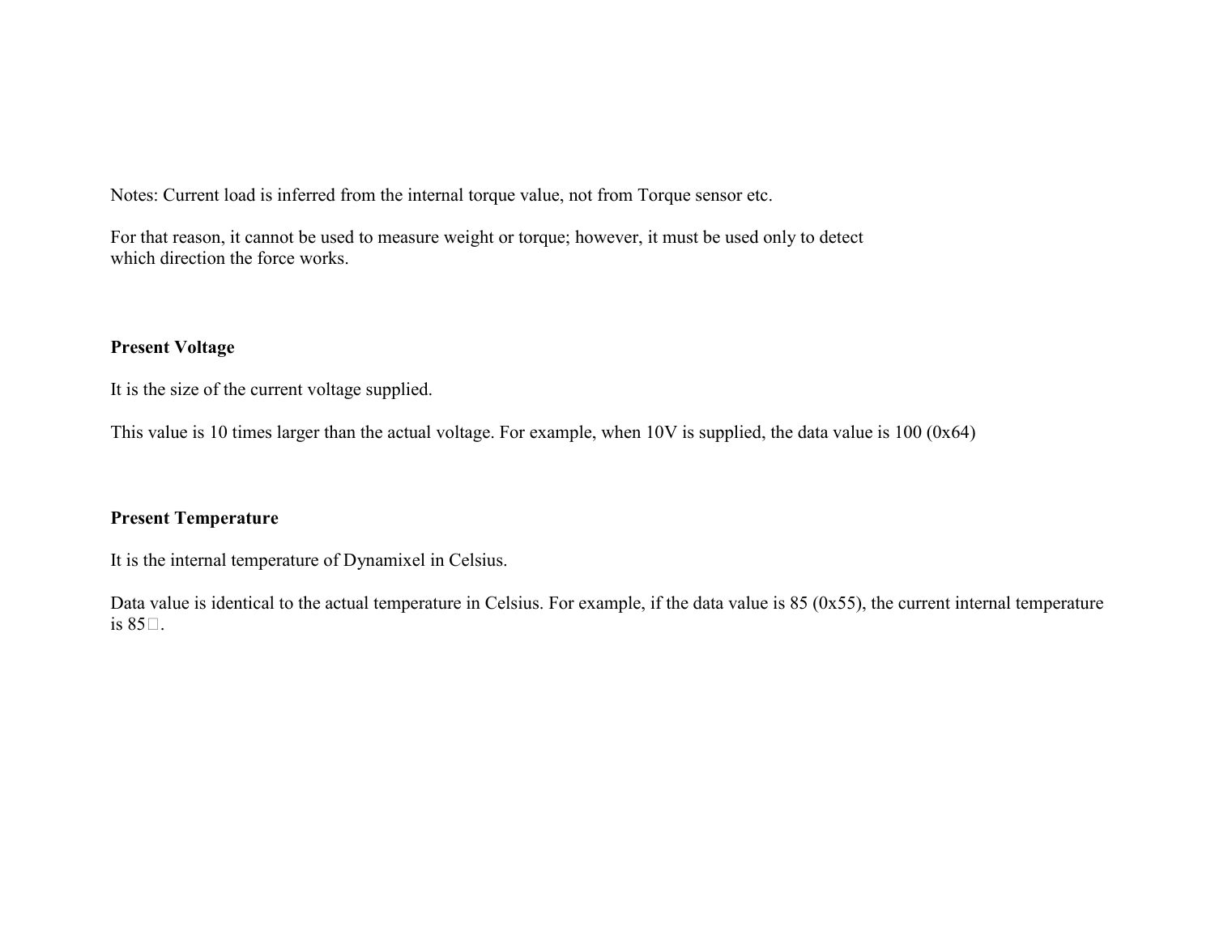Notes: Current load is inferred from the internal torque value, not from Torque sensor etc.

For that reason, it cannot be used to measure weight or torque; however, it must be used only to detect which direction the force works.

**Present Voltage**

It is the size of the current voltage supplied.

This value is 10 times larger than the actual voltage. For example, when 10V is supplied, the data value is 100 (0x64)

**Present Temperature**

It is the internal temperature of Dynamixel in Celsius.

Data value is identical to the actual temperature in Celsius. For example, if the data value is 85 (0x55), the current internal temperature is 85℃.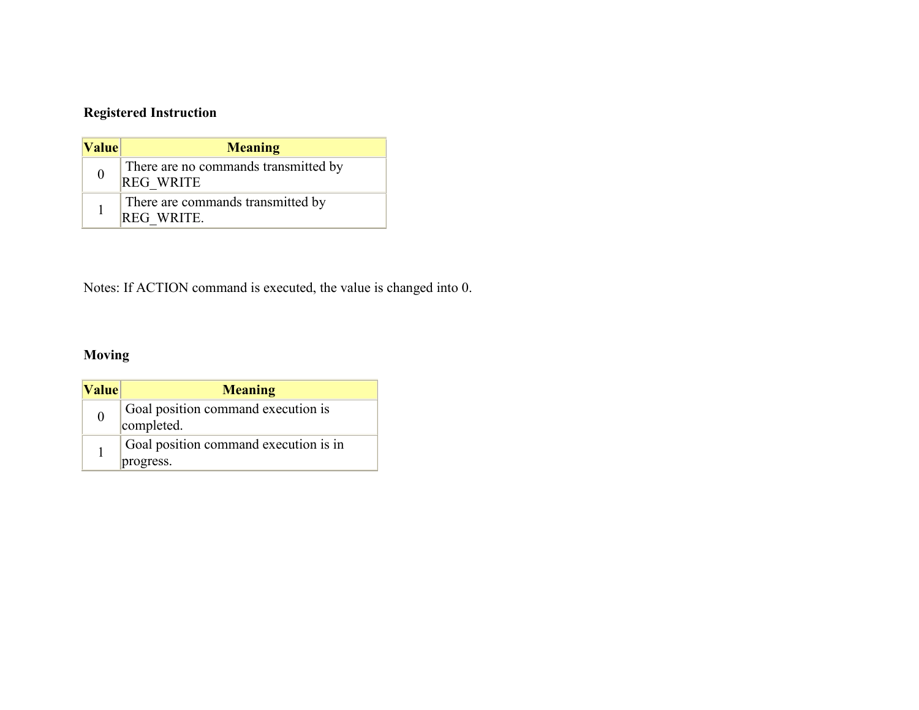**Registered Instruction**

| Value | Meaning |
| --- | --- |
| 0 | There are no commands transmitted by REG_WRITE |
| 1 | There are commands transmitted by REG_WRITE. |

Notes: If ACTION command is executed, the value is changed into 0.

**Moving**

| Value | Meaning |
| --- | --- |
| 0 | Goal position command execution is completed. |
| 1 | Goal position command execution is in progress. |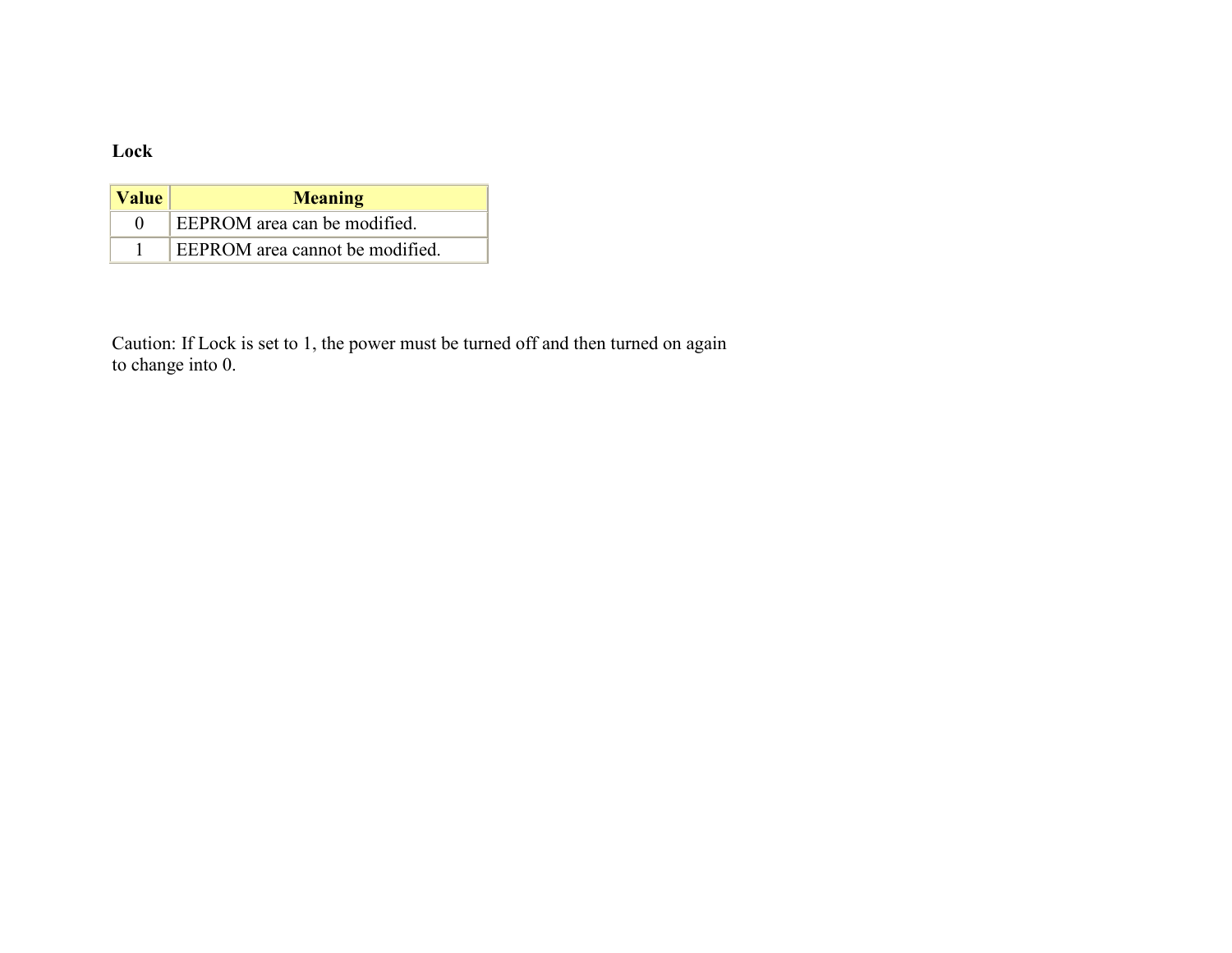**Lock**

| Value | Meaning |
| --- | --- |
| 0 | EEPROM area can be modified. |
| 1 | EEPROM area cannot be modified. |

Caution: If Lock is set to 1, the power must be turned off and then turned on again to change into 0.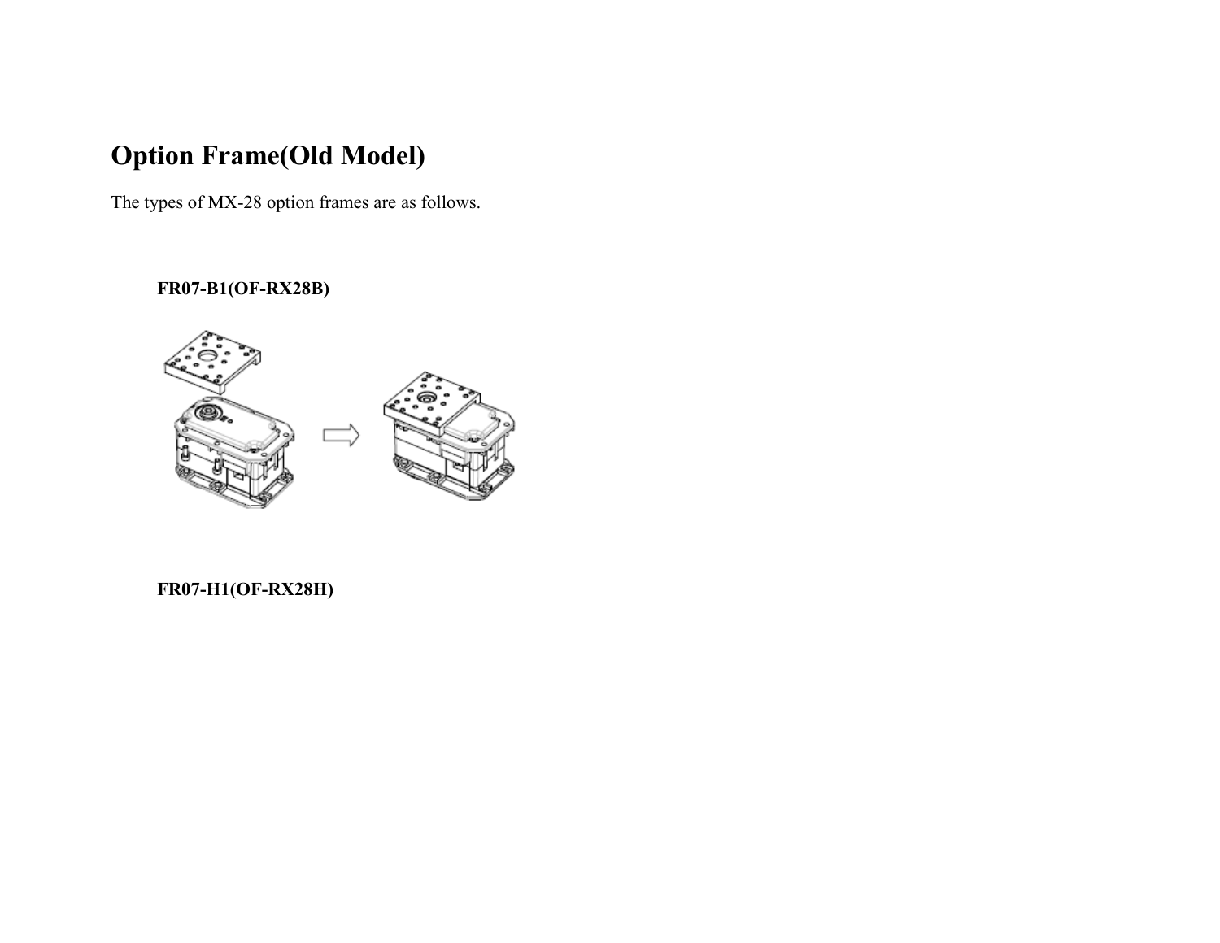# Option Frame(Old Model)

The types of MX-28 option frames are as follows.

### FR07-B1(OF-RX28B)

### FR07-H1(OF-RX28H)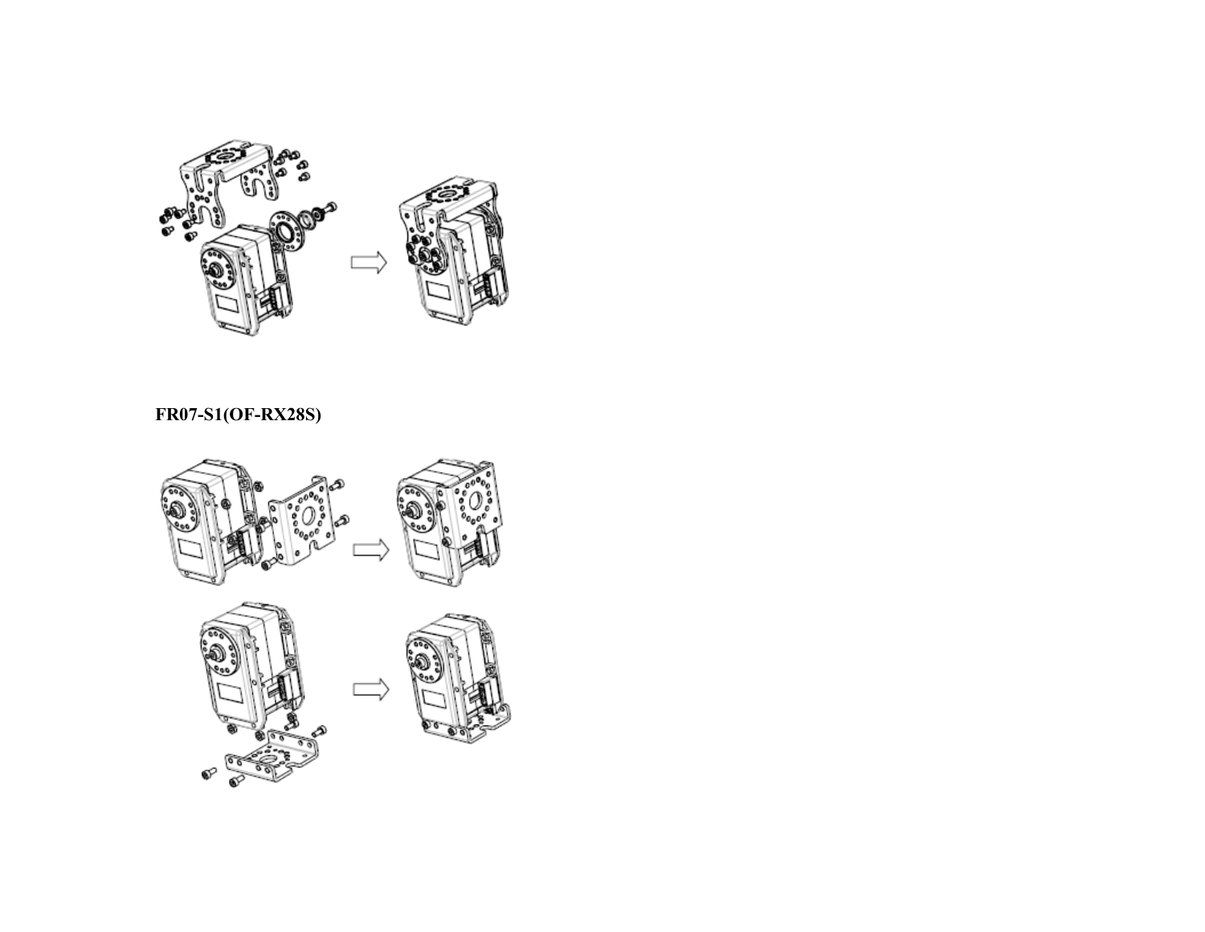**FR07-S1(OF-RX28S)**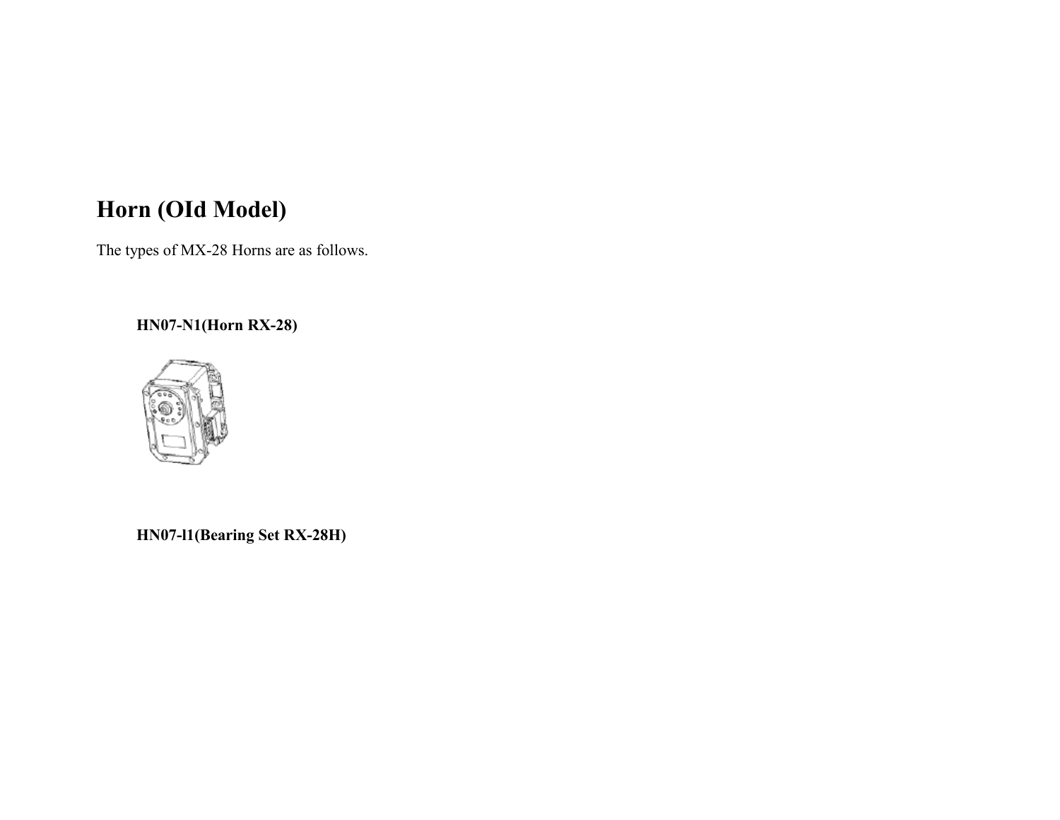# Horn (OId Model)

The types of MX-28 Horns are as follows.

### HN07-N1(Horn RX-28)

### HN07-I1(Bearing Set RX-28H)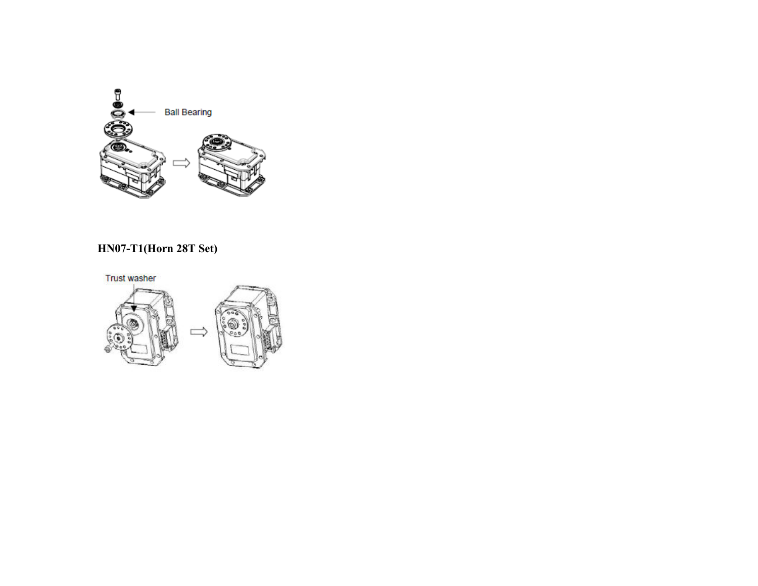Ball Bearing

**HN07-T1(Horn 28T Set)**

Trust washer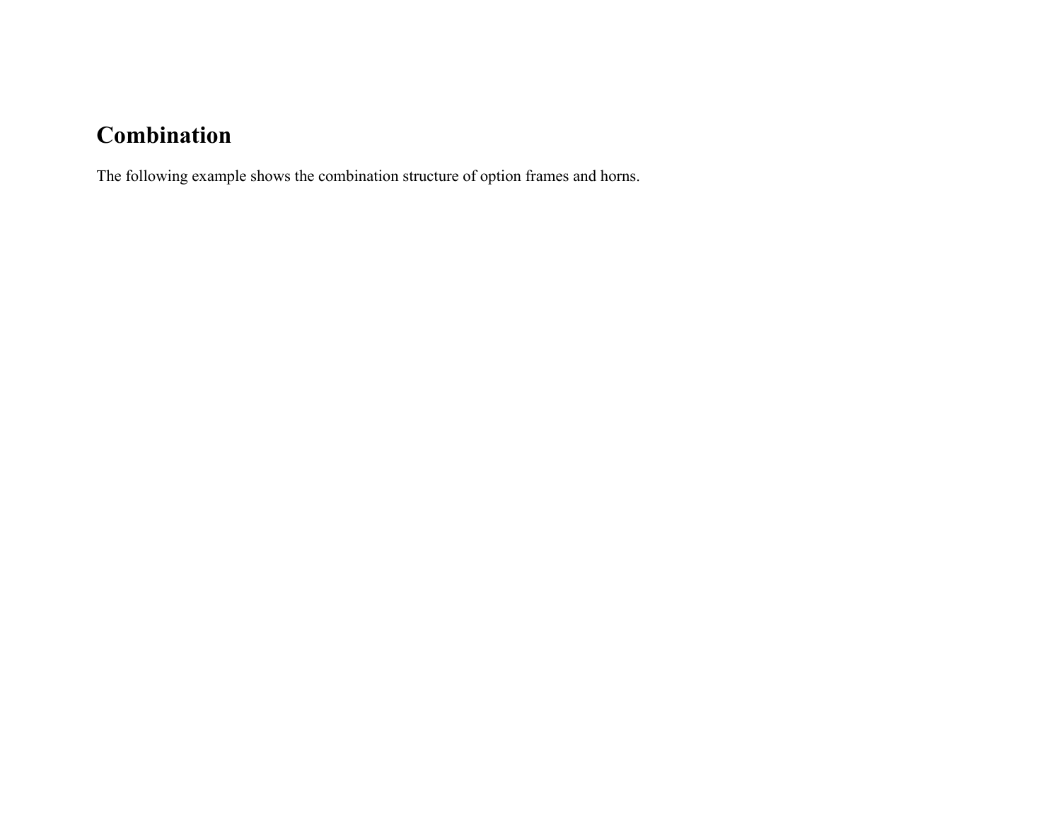## Combination

The following example shows the combination structure of option frames and horns.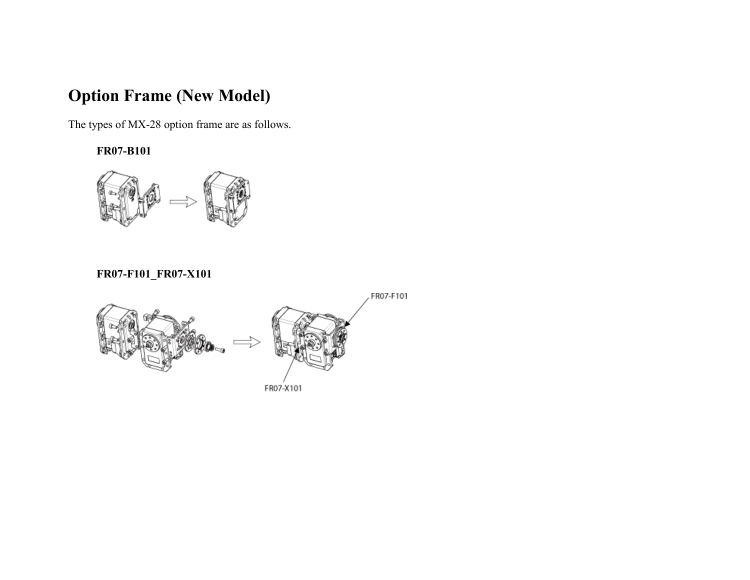# Option Frame (New Model)

The types of MX-28 option frame are as follows.

**FR07-B101**

**FR07-F101_FR07-X101**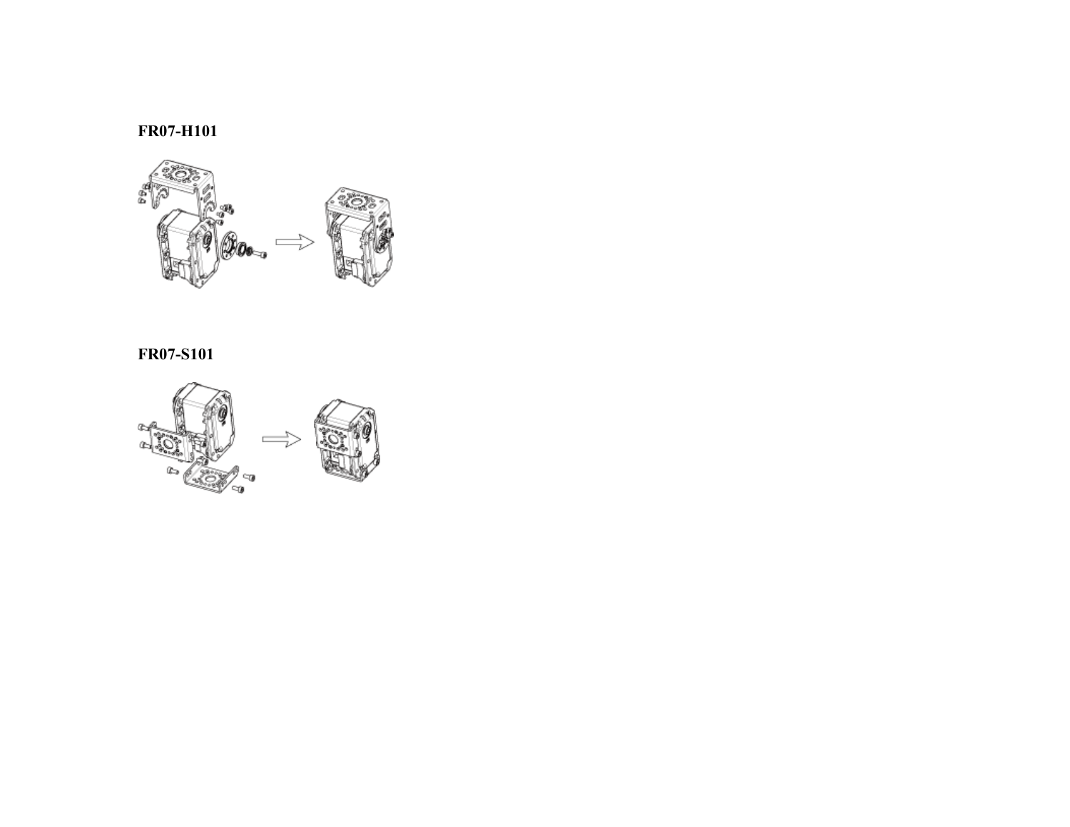**FR07-H101**

**FR07-S101**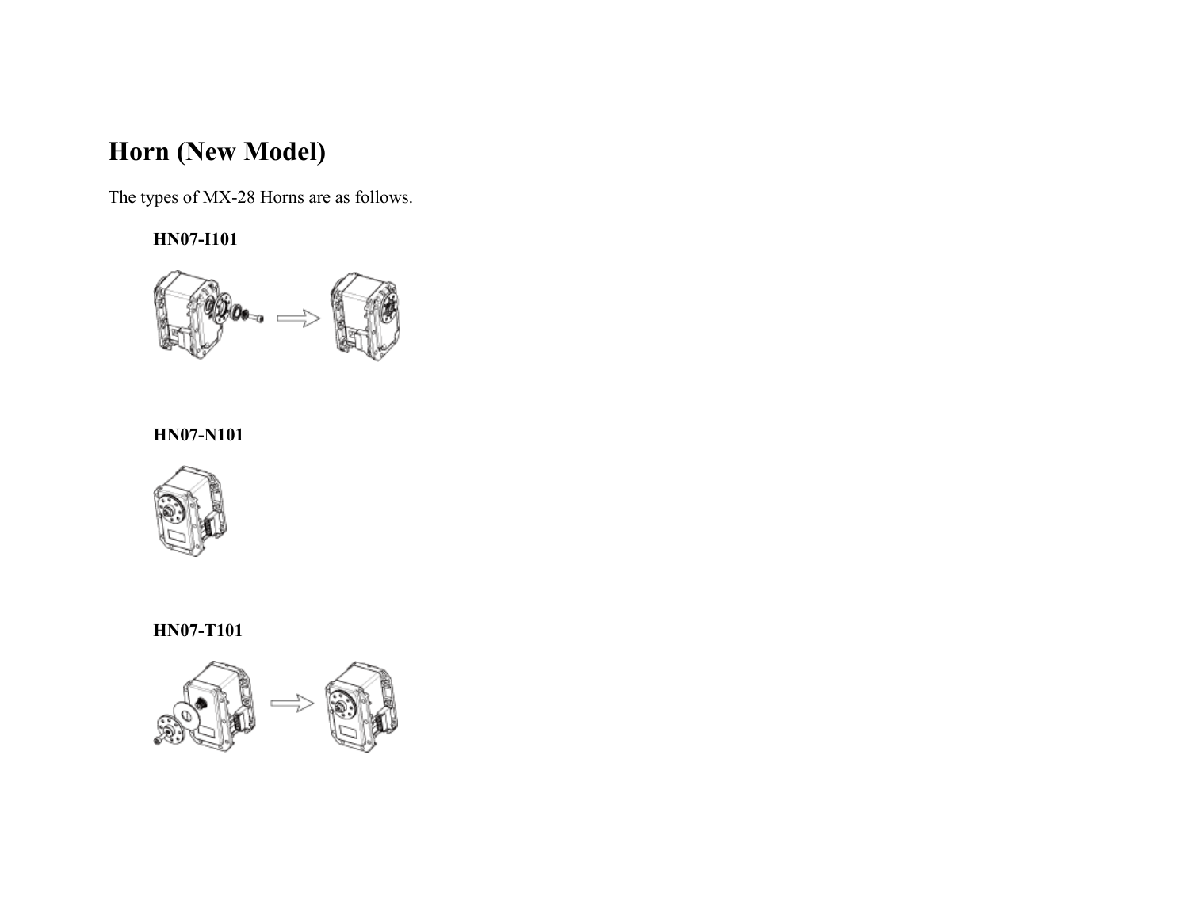# Horn (New Model)

The types of MX-28 Horns are as follows.

**HN07-I101**

**HN07-N101**

**HN07-T101**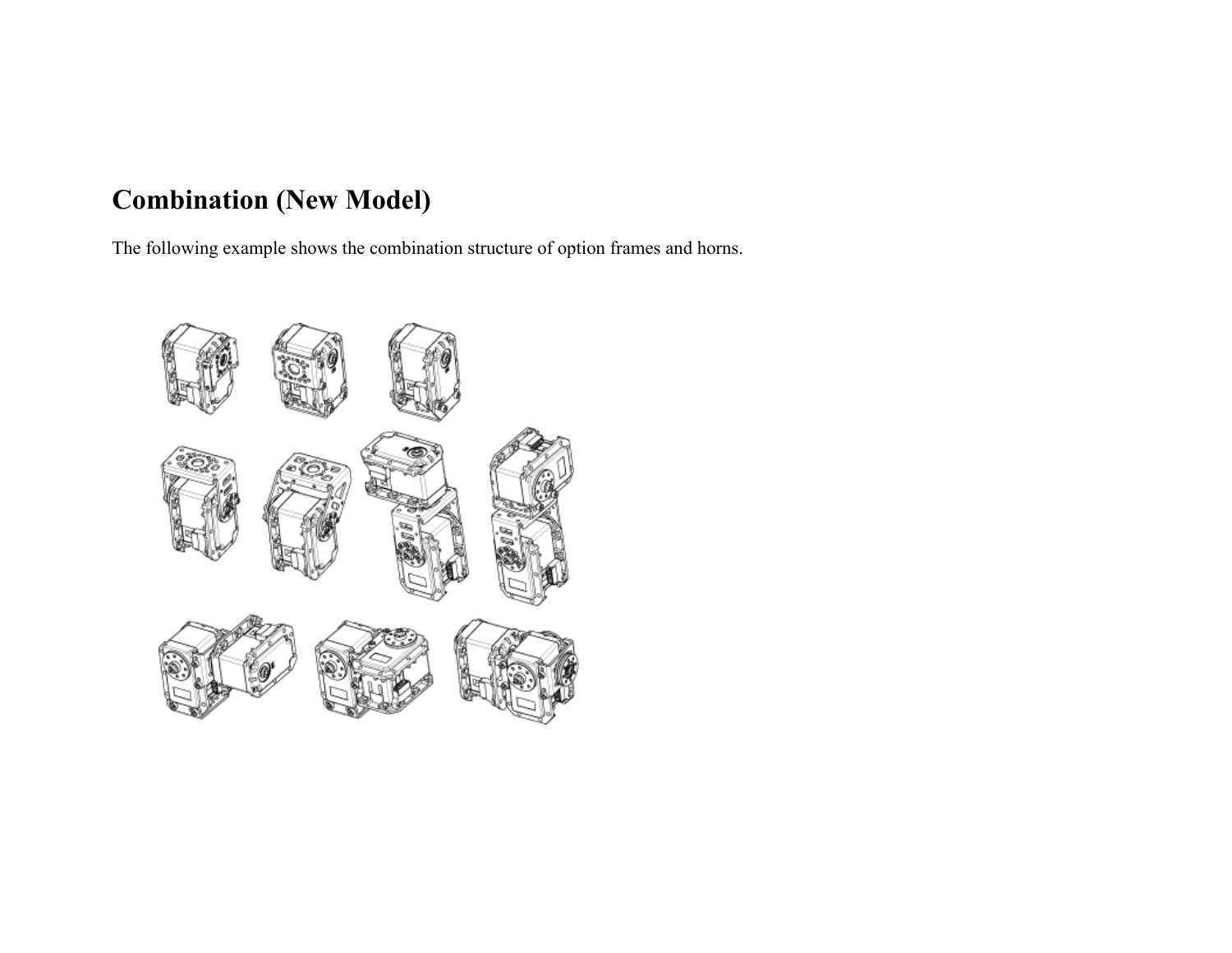# Combination (New Model)

The following example shows the combination structure of option frames and horns.